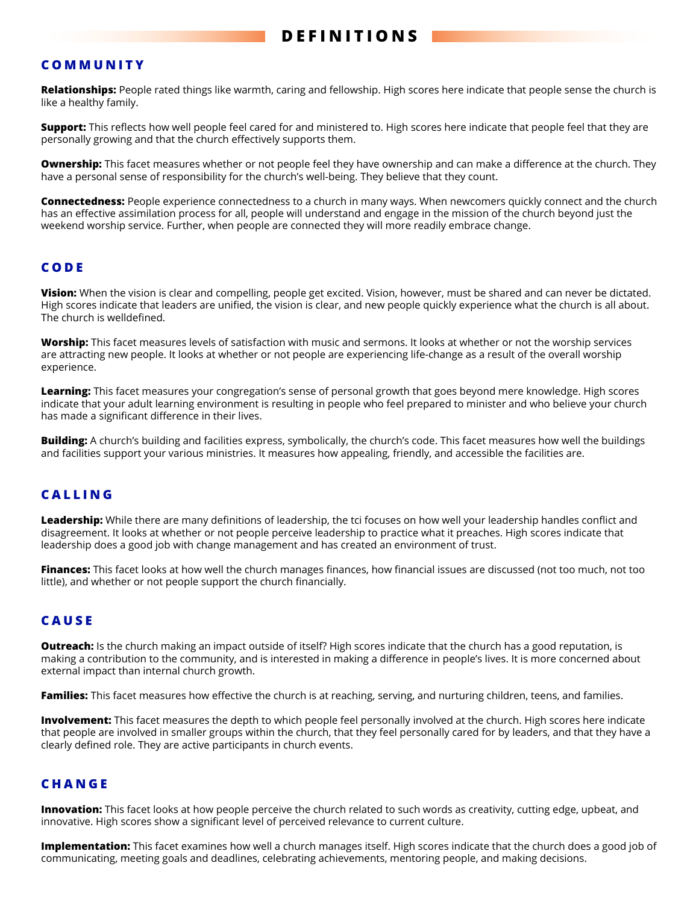# DEFINITIONS

## COMMUNITY

**Relationships:** People rated things like warmth, caring and fellowship. High scores here indicate that people sense the church is like a healthy family.

**Support:** This reflects how well people feel cared for and ministered to. High scores here indicate that people feel that they are personally growing and that the church effectively supports them.

**Ownership:** This facet measures whether or not people feel they have ownership and can make a difference at the church. They have a personal sense of responsibility for the church's well-being. They believe that they count.

**Connectedness:** People experience connectedness to a church in many ways. When newcomers quickly connect and the church has an effective assimilation process for all, people will understand and engage in the mission of the church beyond just the weekend worship service. Further, when people are connected they will more readily embrace change.

## CODE

**Vision:** When the vision is clear and compelling, people get excited. Vision, however, must be shared and can never be dictated. High scores indicate that leaders are unified, the vision is clear, and new people quickly experience what the church is all about. The church is welldefined.

**Worship:** This facet measures levels of satisfaction with music and sermons. It looks at whether or not the worship services are attracting new people. It looks at whether or not people are experiencing life-change as a result of the overall worship experience.

**Learning:** This facet measures your congregation's sense of personal growth that goes beyond mere knowledge. High scores indicate that your adult learning environment is resulting in people who feel prepared to minister and who believe your church has made a significant difference in their lives.

**Building:** A church's building and facilities express, symbolically, the church's code. This facet measures how well the buildings and facilities support your various ministries. It measures how appealing, friendly, and accessible the facilities are.

## CALLING

**Leadership:** While there are many definitions of leadership, the tci focuses on how well your leadership handles conflict and disagreement. It looks at whether or not people perceive leadership to practice what it preaches. High scores indicate that leadership does a good job with change management and has created an environment of trust.

**Finances:** This facet looks at how well the church manages finances, how financial issues are discussed (not too much, not too little), and whether or not people support the church financially.

## CAUSE

**Outreach:** Is the church making an impact outside of itself? High scores indicate that the church has a good reputation, is making a contribution to the community, and is interested in making a difference in people's lives. It is more concerned about external impact than internal church growth.

**Families:** This facet measures how effective the church is at reaching, serving, and nurturing children, teens, and families.

**Involvement:** This facet measures the depth to which people feel personally involved at the church. High scores here indicate that people are involved in smaller groups within the church, that they feel personally cared for by leaders, and that they have a clearly defined role. They are active participants in church events.

## CHANGE

**Innovation:** This facet looks at how people perceive the church related to such words as creativity, cutting edge, upbeat, and innovative. High scores show a significant level of perceived relevance to current culture.

**Implementation:** This facet examines how well a church manages itself. High scores indicate that the church does a good job of communicating, meeting goals and deadlines, celebrating achievements, mentoring people, and making decisions.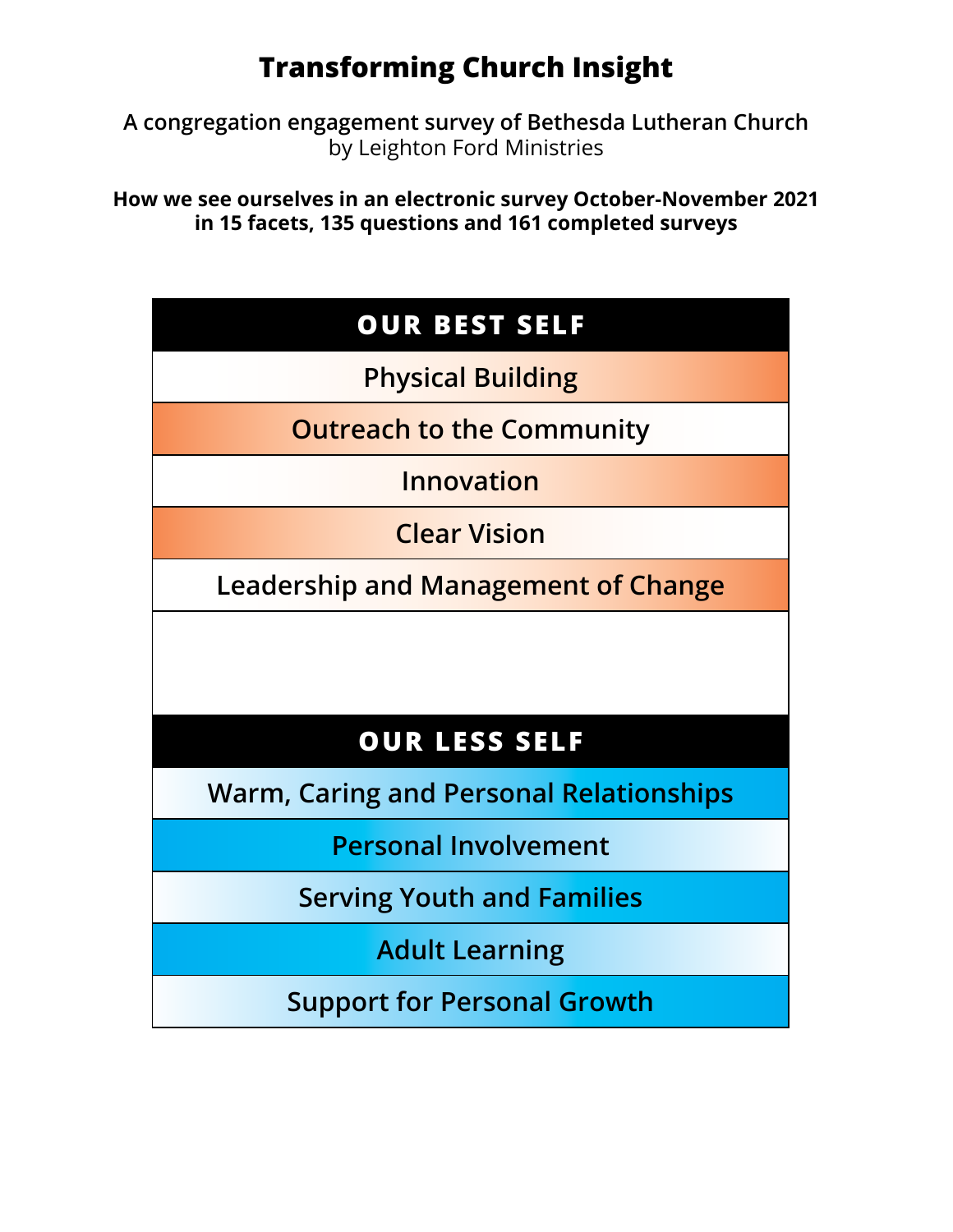# Transforming Church Insight

**A congregation engagement survey of Bethesda Lutheran Church**
by Leighton Ford Ministries

**How we see ourselves in an electronic survey October-November 2021 in 15 facets, 135 questions and 161 completed surveys**

| OUR BEST SELF |
| --- |
| Physical Building |
| Outreach to the Community |
| Innovation |
| Clear Vision |
| Leadership and Management of Change |

| OUR LESS SELF |
| --- |
| Warm, Caring and Personal Relationships |
| Personal Involvement |
| Serving Youth and Families |
| Adult Learning |
| Support for Personal Growth |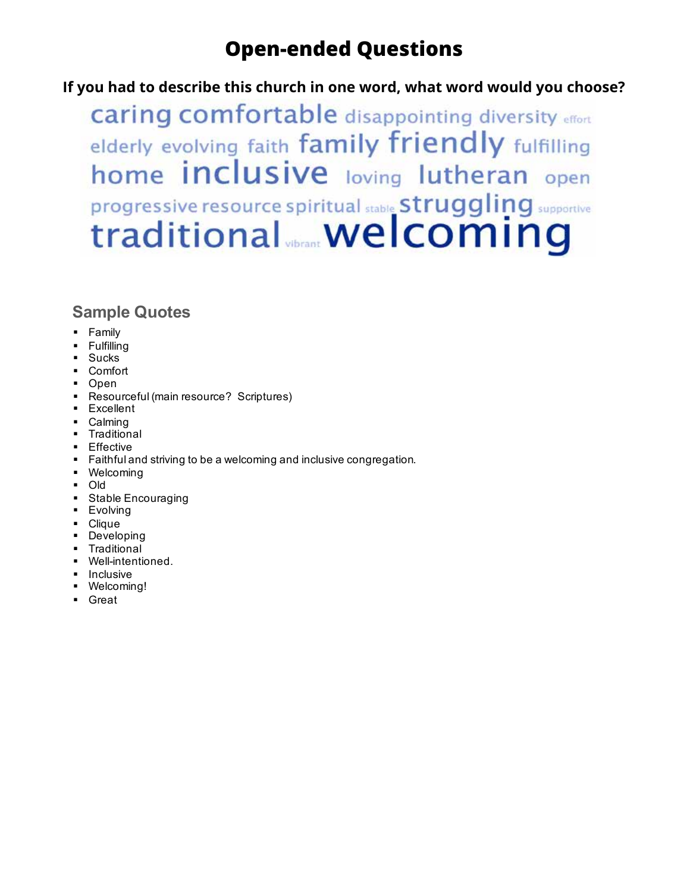# Open-ended Questions

## If you had to describe this church in one word, what word would you choose?

caring comfortable disappointing diversity effort elderly evolving faith family friendly fulfilling home inclusive loving lutheran open progressive resource spiritual stable struggling supportive traditional vibrant welcoming

### Sample Quotes

- Family
- Fulfilling
- Sucks
- Comfort
- Open
- Resourceful (main resource?  Scriptures)
- Excellent
- Calming
- Traditional
- Effective
- Faithful and striving to be a welcoming and inclusive congregation.
- Welcoming
- Old
- Stable Encouraging
- Evolving
- Clique
- Developing
- Traditional
- Well-intentioned.
- Inclusive
- Welcoming!
- Great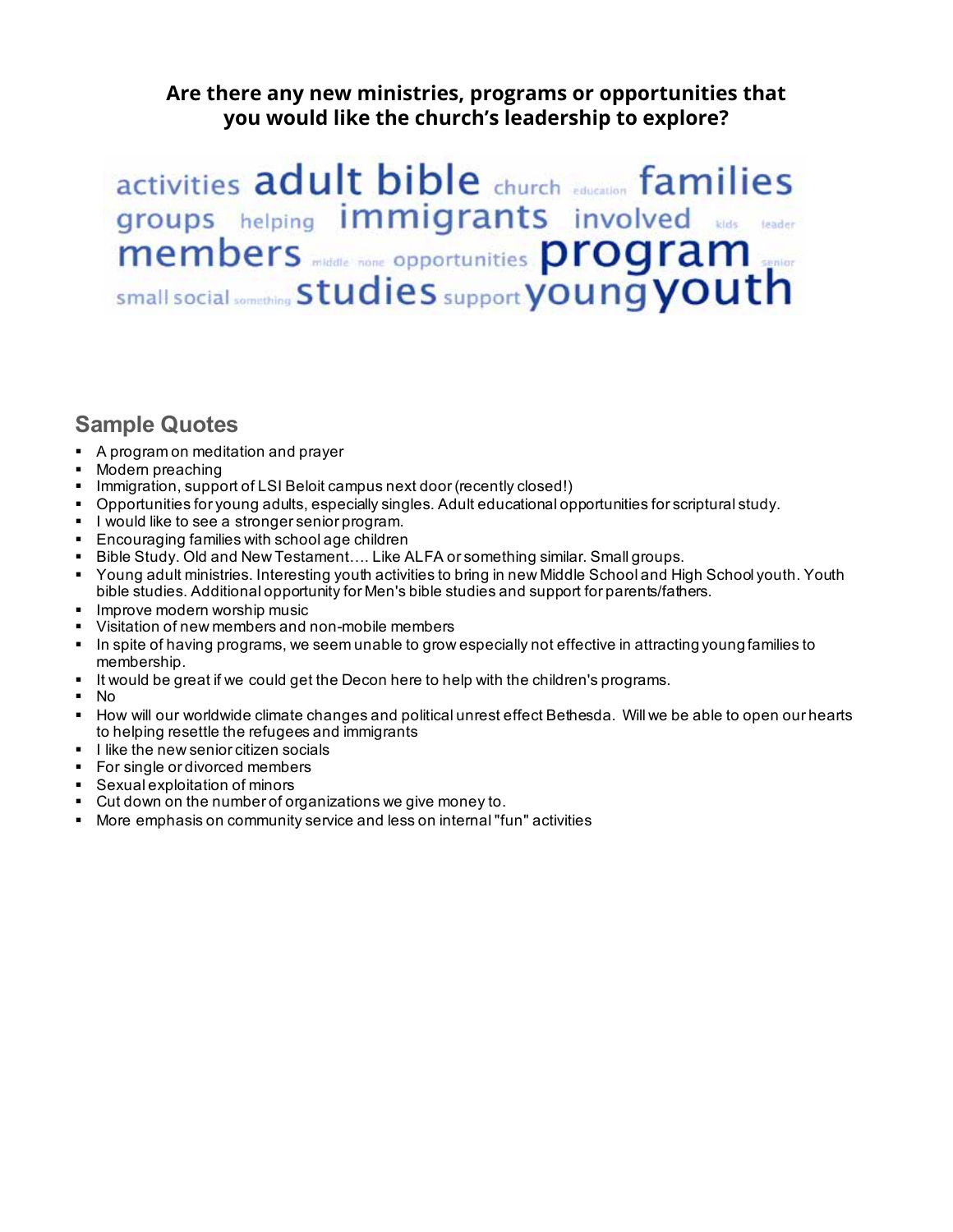**Are there any new ministries, programs or opportunities that you would like the church's leadership to explore?**

activities adult bible church education families groups helping immigrants involved kids leader members middle none opportunities program senior small social something studies support young youth

## Sample Quotes

- A program on meditation and prayer
- Modern preaching
- Immigration, support of LSI Beloit campus next door (recently closed!)
- Opportunities for young adults, especially singles. Adult educational opportunities for scriptural study.
- I would like to see a stronger senior program.
- Encouraging families with school age children
- Bible Study. Old and New Testament…. Like ALFA or something similar. Small groups.
- Young adult ministries. Interesting youth activities to bring in new Middle School and High School youth. Youth bible studies. Additional opportunity for Men's bible studies and support for parents/fathers.
- Improve modern worship music
- Visitation of new members and non-mobile members
- In spite of having programs, we seem unable to grow especially not effective in attracting young families to membership.
- It would be great if we could get the Decon here to help with the children's programs.
- No
- How will our worldwide climate changes and political unrest effect Bethesda. Will we be able to open our hearts to helping resettle the refugees and immigrants
- I like the new senior citizen socials
- For single or divorced members
- Sexual exploitation of minors
- Cut down on the number of organizations we give money to.
- More emphasis on community service and less on internal "fun" activities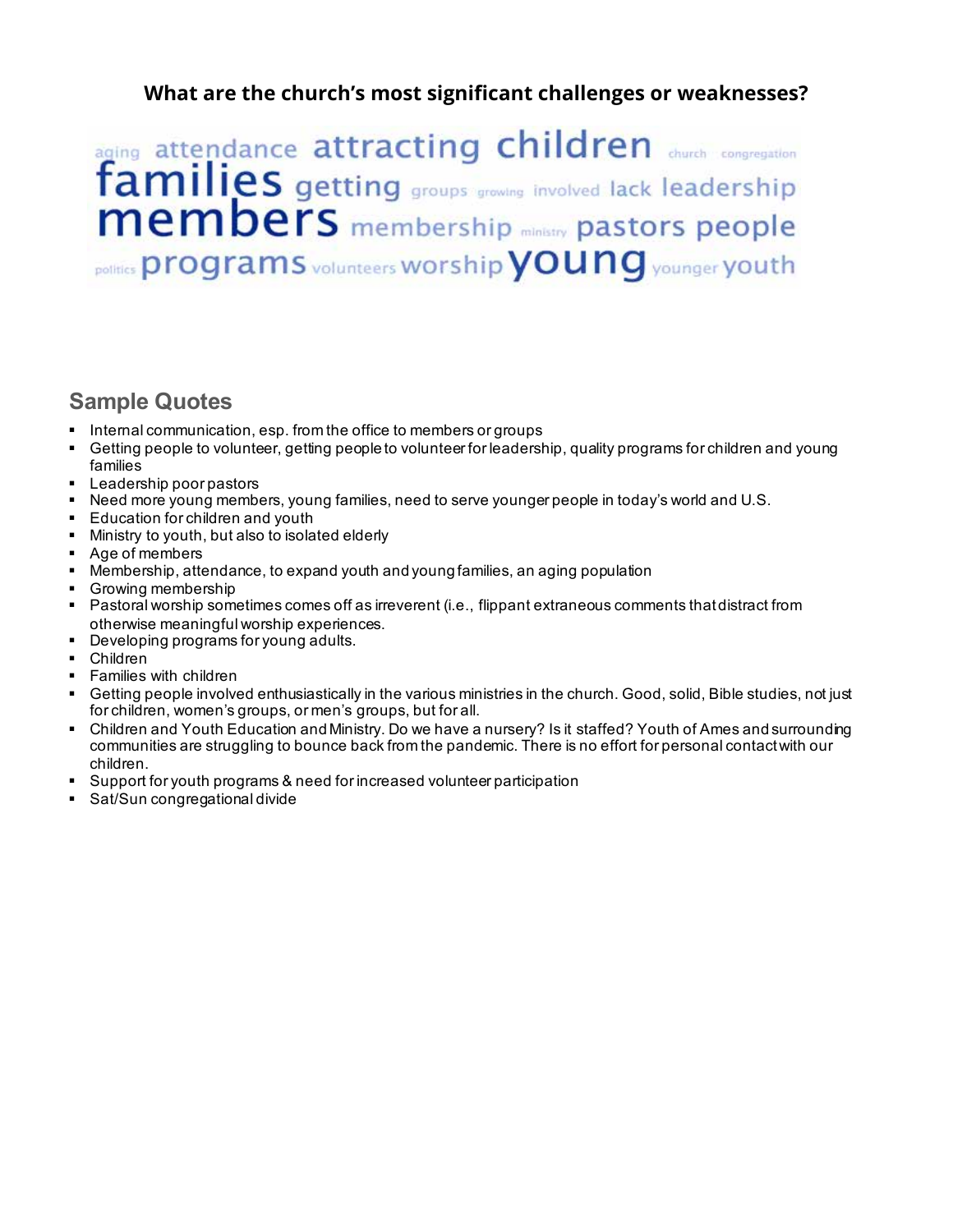## What are the church's most significant challenges or weaknesses?

aging attendance attracting children church congregation families getting groups growing involved lack leadership members membership ministry pastors people politics programs volunteers worship young younger youth

### Sample Quotes

- Internal communication, esp. from the office to members or groups
- Getting people to volunteer, getting people to volunteer for leadership, quality programs for children and young families
- Leadership poor pastors
- Need more young members, young families, need to serve younger people in today's world and U.S.
- Education for children and youth
- Ministry to youth, but also to isolated elderly
- Age of members
- Membership, attendance, to expand youth and young families, an aging population
- Growing membership
- Pastoral worship sometimes comes off as irreverent (i.e., flippant extraneous comments that distract from otherwise meaningful worship experiences.
- Developing programs for young adults.
- Children
- Families with children
- Getting people involved enthusiastically in the various ministries in the church. Good, solid, Bible studies, not just for children, women's groups, or men's groups, but for all.
- Children and Youth Education and Ministry. Do we have a nursery? Is it staffed? Youth of Ames and surrounding communities are struggling to bounce back from the pandemic. There is no effort for personal contact with our children.
- Support for youth programs & need for increased volunteer participation
- Sat/Sun congregational divide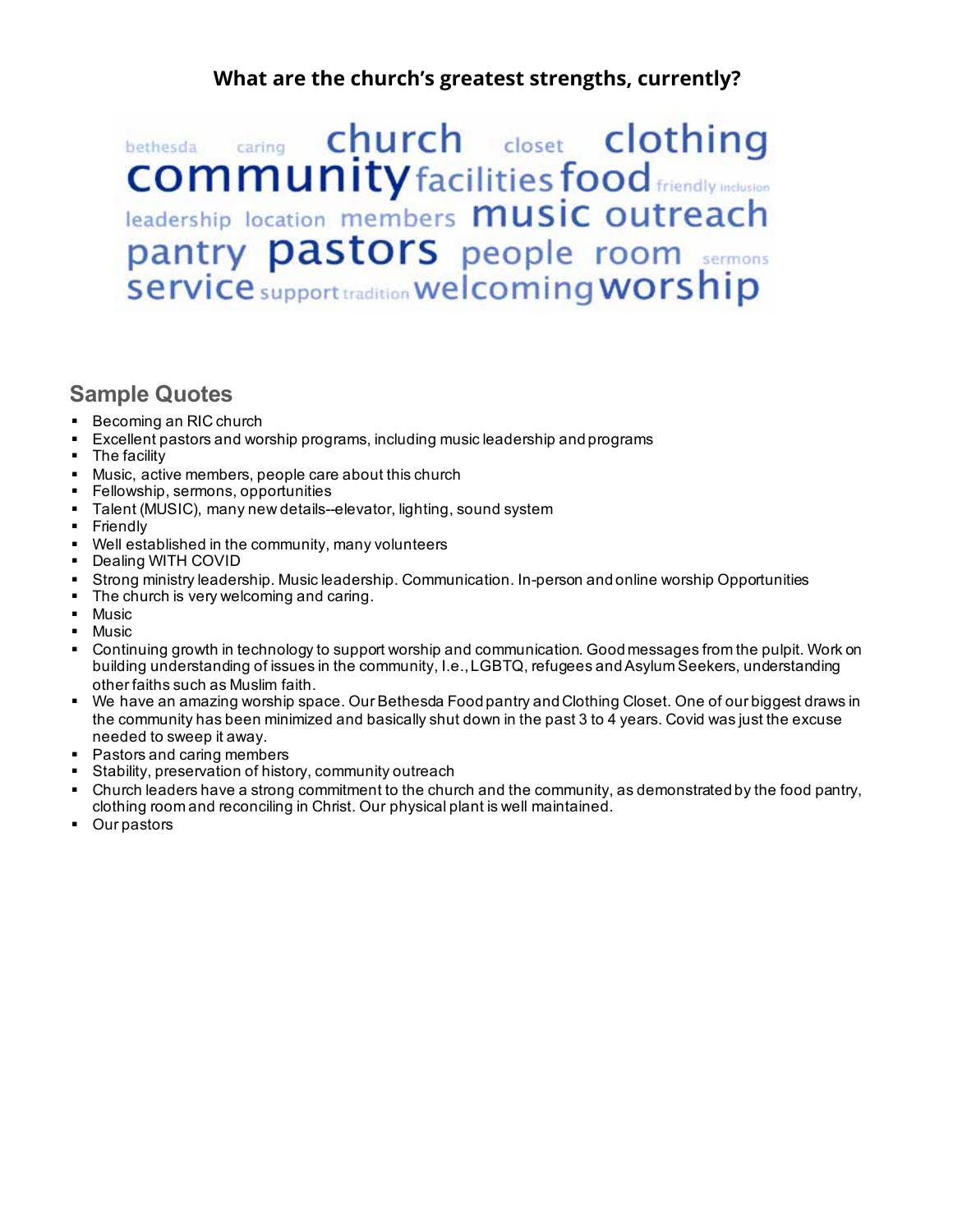**What are the church's greatest strengths, currently?**

bethesda caring church closet clothing
community facilities food friendly inclusion
leadership location members music outreach
pantry pastors people room sermons
service support tradition welcoming worship

## Sample Quotes

- Becoming an RIC church
- Excellent pastors and worship programs, including music leadership and programs
- The facility
- Music, active members, people care about this church
- Fellowship, sermons, opportunities
- Talent (MUSIC), many new details--elevator, lighting, sound system
- Friendly
- Well established in the community, many volunteers
- Dealing WITH COVID
- Strong ministry leadership. Music leadership. Communication. In-person and online worship Opportunities
- The church is very welcoming and caring.
- Music
- Music
- Continuing growth in technology to support worship and communication. Good messages from the pulpit. Work on building understanding of issues in the community, I.e., LGBTQ, refugees and Asylum Seekers, understanding other faiths such as Muslim faith.
- We have an amazing worship space. Our Bethesda Food pantry and Clothing Closet. One of our biggest draws in the community has been minimized and basically shut down in the past 3 to 4 years. Covid was just the excuse needed to sweep it away.
- Pastors and caring members
- Stability, preservation of history, community outreach
- Church leaders have a strong commitment to the church and the community, as demonstrated by the food pantry, clothing room and reconciling in Christ. Our physical plant is well maintained.
- Our pastors